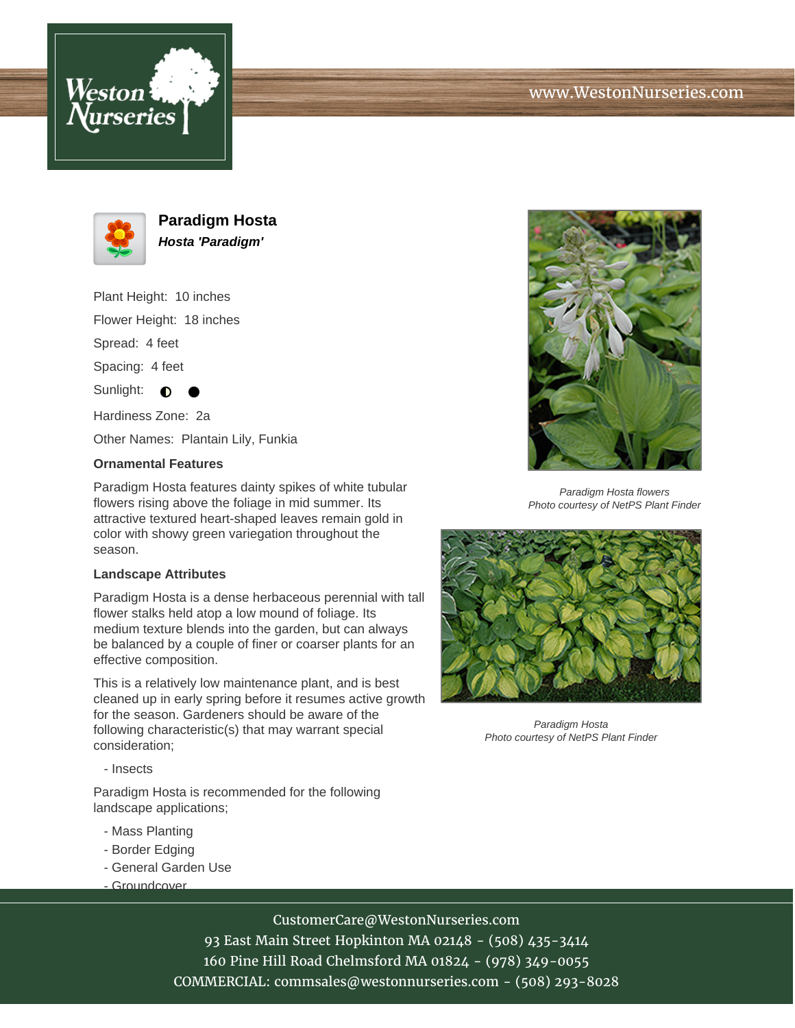# Paradigm Hosta

***Hosta 'Paradigm'***

Plant Height: 10 inches

Flower Height: 18 inches

Spread: 4 feet

Spacing: 4 feet

Sunlight: ◐ ●

Hardiness Zone: 2a

Other Names: Plantain Lily, Funkia

### Ornamental Features

Paradigm Hosta features dainty spikes of white tubular flowers rising above the foliage in mid summer. Its attractive textured heart-shaped leaves remain gold in color with showy green variegation throughout the season.

### Landscape Attributes

Paradigm Hosta is a dense herbaceous perennial with tall flower stalks held atop a low mound of foliage. Its medium texture blends into the garden, but can always be balanced by a couple of finer or coarser plants for an effective composition.

This is a relatively low maintenance plant, and is best cleaned up in early spring before it resumes active growth for the season. Gardeners should be aware of the following characteristic(s) that may warrant special consideration;

- Insects

Paradigm Hosta is recommended for the following landscape applications;

- Mass Planting
- Border Edging
- General Garden Use
- Groundcover

*Paradigm Hosta flowers*
*Photo courtesy of NetPS Plant Finder*

*Paradigm Hosta*
*Photo courtesy of NetPS Plant Finder*

CustomerCare@WestonNurseries.com
93 East Main Street Hopkinton MA 02148 - (508) 435-3414
160 Pine Hill Road Chelmsford MA 01824 - (978) 349-0055
COMMERCIAL: commsales@westonnurseries.com - (508) 293-8028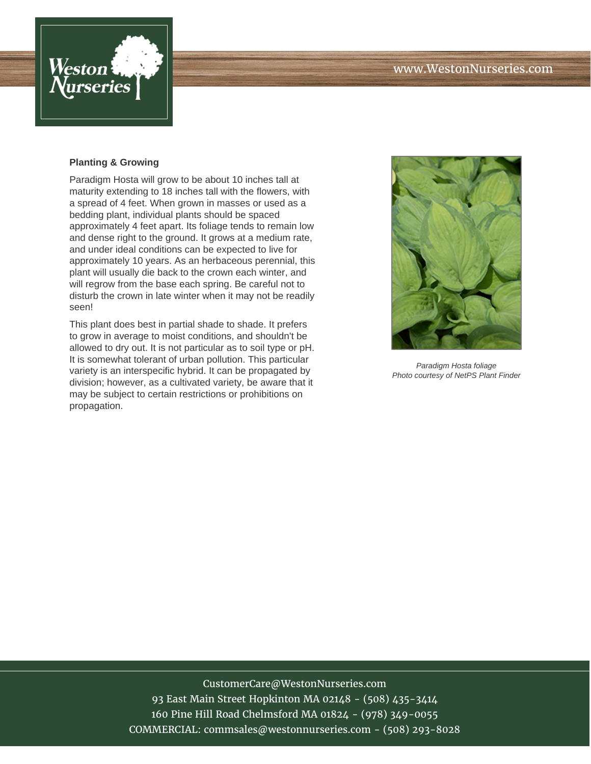**Planting & Growing**

Paradigm Hosta will grow to be about 10 inches tall at maturity extending to 18 inches tall with the flowers, with a spread of 4 feet. When grown in masses or used as a bedding plant, individual plants should be spaced approximately 4 feet apart. Its foliage tends to remain low and dense right to the ground. It grows at a medium rate, and under ideal conditions can be expected to live for approximately 10 years. As an herbaceous perennial, this plant will usually die back to the crown each winter, and will regrow from the base each spring. Be careful not to disturb the crown in late winter when it may not be readily seen!

This plant does best in partial shade to shade. It prefers to grow in average to moist conditions, and shouldn't be allowed to dry out. It is not particular as to soil type or pH. It is somewhat tolerant of urban pollution. This particular variety is an interspecific hybrid. It can be propagated by division; however, as a cultivated variety, be aware that it may be subject to certain restrictions or prohibitions on propagation.

*Paradigm Hosta foliage*
*Photo courtesy of NetPS Plant Finder*